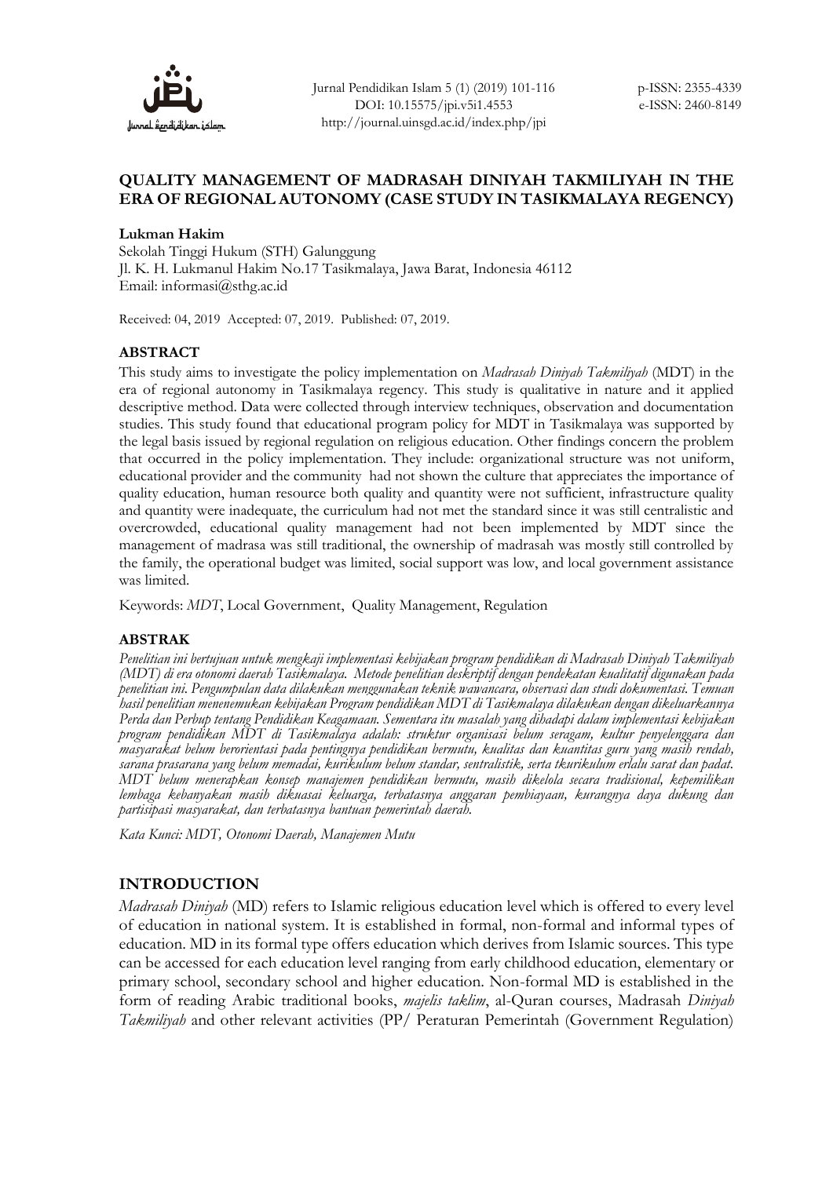# QUALITY MANAGEMENT OF MADRASAH DINIYAH TAKMILIYAH IN THE ERA OF REGIONAL AUTONOMY (CASE STUDY IN TASIKMALAYA REGENCY)

**Lukman Hakim**

Sekolah Tinggi Hukum (STH) Galunggung
Jl. K. H. Lukmanul Hakim No.17 Tasikmalaya, Jawa Barat, Indonesia 46112
Email: informasi@sthg.ac.id

Received: 04, 2019 Accepted: 07, 2019. Published: 07, 2019.

## ABSTRACT

This study aims to investigate the policy implementation on *Madrasah Diniyah Takmiliyah* (MDT) in the era of regional autonomy in Tasikmalaya regency. This study is qualitative in nature and it applied descriptive method. Data were collected through interview techniques, observation and documentation studies. This study found that educational program policy for MDT in Tasikmalaya was supported by the legal basis issued by regional regulation on religious education. Other findings concern the problem that occurred in the policy implementation. They include: organizational structure was not uniform, educational provider and the community had not shown the culture that appreciates the importance of quality education, human resource both quality and quantity were not sufficient, infrastructure quality and quantity were inadequate, the curriculum had not met the standard since it was still centralistic and overcrowded, educational quality management had not been implemented by MDT since the management of madrasa was still traditional, the ownership of madrasah was mostly still controlled by the family, the operational budget was limited, social support was low, and local government assistance was limited.

Keywords: *MDT*, Local Government, Quality Management, Regulation

## ABSTRAK

*Penelitian ini bertujuan untuk mengkaji implementasi kebijakan program pendidikan di Madrasah Diniyah Takmiliyah (MDT) di era otonomi daerah Tasikmalaya. Metode penelitian deskriptif dengan pendekatan kualitatif digunakan pada penelitian ini. Pengumpulan data dilakukan menggunakan teknik wawancara, observasi dan studi dokumentasi. Temuan hasil penelitian menenemukan kebijakan Program pendidikan MDT di Tasikmalaya dilakukan dengan dikeluarkannya Perda dan Perbup tentang Pendidikan Keagamaan. Sementara itu masalah yang dihadapi dalam implementasi kebijakan program pendidikan MDT di Tasikmalaya adalah: struktur organisasi belum seragam, kultur penyelenggara dan masyarakat belum berorientasi pada pentingnya pendidikan bermutu, kualitas dan kuantitas guru yang masih rendah, sarana prasarana yang belum memadai, kurikulum belum standar, sentralistik, serta tkurikulum erlalu sarat dan padat. MDT belum menerapkan konsep manajemen pendidikan bermutu, masih dikelola secara tradisional, kepemilikan lembaga kebanyakan masih dikuasai keluarga, terbatasnya anggaran pembiayaan, kurangnya daya dukung dan partisipasi masyarakat, dan terbatasnya bantuan pemerintah daerah.*

*Kata Kunci: MDT, Otonomi Daerah, Manajemen Mutu*

## INTRODUCTION

*Madrasah Diniyah* (MD) refers to Islamic religious education level which is offered to every level of education in national system. It is established in formal, non-formal and informal types of education. MD in its formal type offers education which derives from Islamic sources. This type can be accessed for each education level ranging from early childhood education, elementary or primary school, secondary school and higher education. Non-formal MD is established in the form of reading Arabic traditional books, *majelis taklim*, al-Quran courses, Madrasah *Diniyah Takmiliyah* and other relevant activities (PP/ Peraturan Pemerintah (Government Regulation)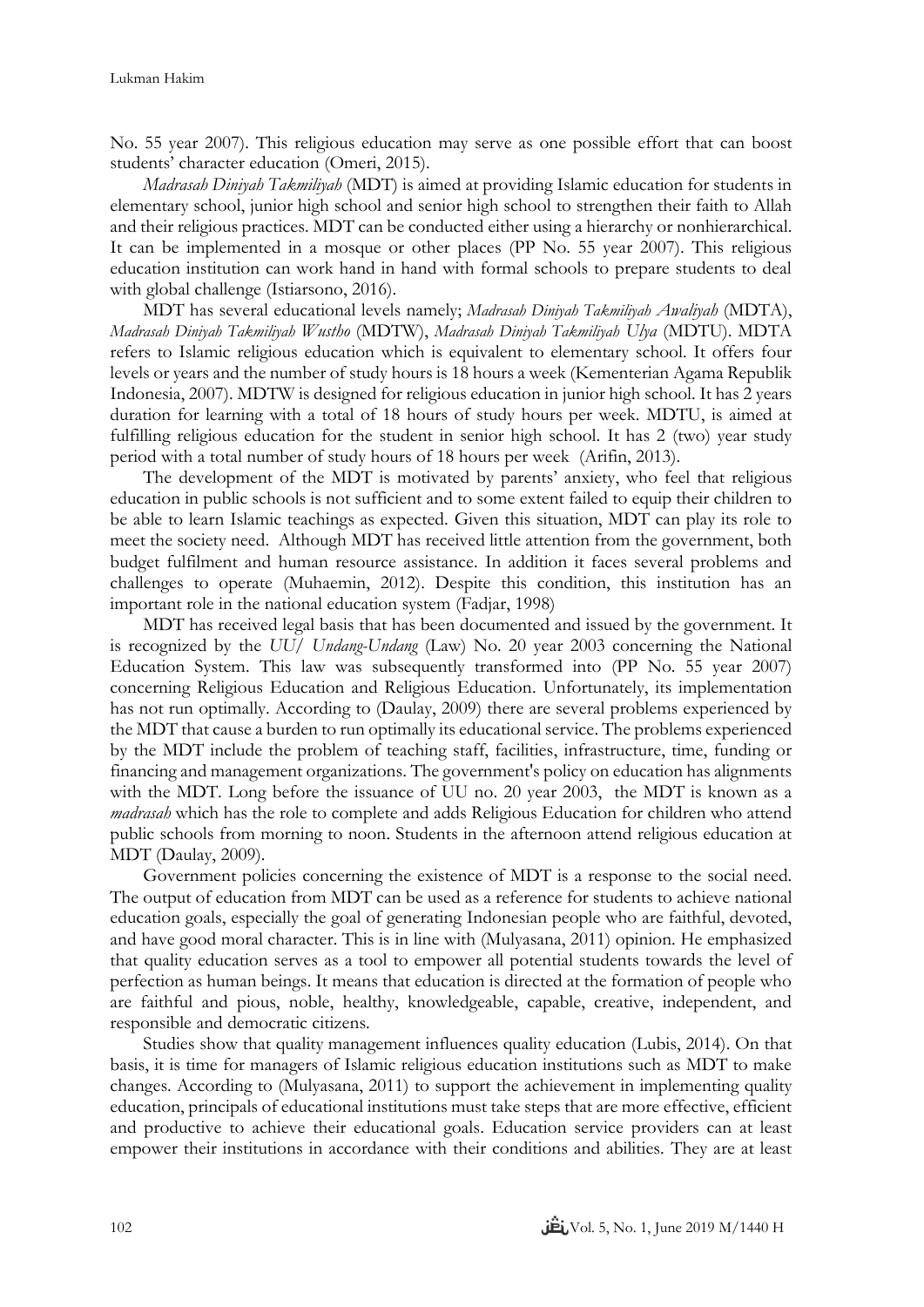No. 55 year 2007). This religious education may serve as one possible effort that can boost students' character education (Omeri, 2015).

*Madrasah Diniyah Takmiliyah* (MDT) is aimed at providing Islamic education for students in elementary school, junior high school and senior high school to strengthen their faith to Allah and their religious practices. MDT can be conducted either using a hierarchy or nonhierarchical. It can be implemented in a mosque or other places (PP No. 55 year 2007). This religious education institution can work hand in hand with formal schools to prepare students to deal with global challenge (Istiarsono, 2016).

MDT has several educational levels namely; *Madrasah Diniyah Takmiliyah Awaliyah* (MDTA), *Madrasah Diniyah Takmiliyah Wustho* (MDTW), *Madrasah Diniyah Takmiliyah Ulya* (MDTU). MDTA refers to Islamic religious education which is equivalent to elementary school. It offers four levels or years and the number of study hours is 18 hours a week (Kementerian Agama Republik Indonesia, 2007). MDTW is designed for religious education in junior high school. It has 2 years duration for learning with a total of 18 hours of study hours per week. MDTU, is aimed at fulfilling religious education for the student in senior high school. It has 2 (two) year study period with a total number of study hours of 18 hours per week (Arifin, 2013).

The development of the MDT is motivated by parents' anxiety, who feel that religious education in public schools is not sufficient and to some extent failed to equip their children to be able to learn Islamic teachings as expected. Given this situation, MDT can play its role to meet the society need. Although MDT has received little attention from the government, both budget fulfilment and human resource assistance. In addition it faces several problems and challenges to operate (Muhaemin, 2012). Despite this condition, this institution has an important role in the national education system (Fadjar, 1998)

MDT has received legal basis that has been documented and issued by the government. It is recognized by the *UU/ Undang-Undang* (Law) No. 20 year 2003 concerning the National Education System. This law was subsequently transformed into (PP No. 55 year 2007) concerning Religious Education and Religious Education. Unfortunately, its implementation has not run optimally. According to (Daulay, 2009) there are several problems experienced by the MDT that cause a burden to run optimally its educational service. The problems experienced by the MDT include the problem of teaching staff, facilities, infrastructure, time, funding or financing and management organizations. The government's policy on education has alignments with the MDT. Long before the issuance of UU no. 20 year 2003, the MDT is known as a *madrasah* which has the role to complete and adds Religious Education for children who attend public schools from morning to noon. Students in the afternoon attend religious education at MDT (Daulay, 2009).

Government policies concerning the existence of MDT is a response to the social need. The output of education from MDT can be used as a reference for students to achieve national education goals, especially the goal of generating Indonesian people who are faithful, devoted, and have good moral character. This is in line with (Mulyasana, 2011) opinion. He emphasized that quality education serves as a tool to empower all potential students towards the level of perfection as human beings. It means that education is directed at the formation of people who are faithful and pious, noble, healthy, knowledgeable, capable, creative, independent, and responsible and democratic citizens.

Studies show that quality management influences quality education (Lubis, 2014). On that basis, it is time for managers of Islamic religious education institutions such as MDT to make changes. According to (Mulyasana, 2011) to support the achievement in implementing quality education, principals of educational institutions must take steps that are more effective, efficient and productive to achieve their educational goals. Education service providers can at least empower their institutions in accordance with their conditions and abilities. They are at least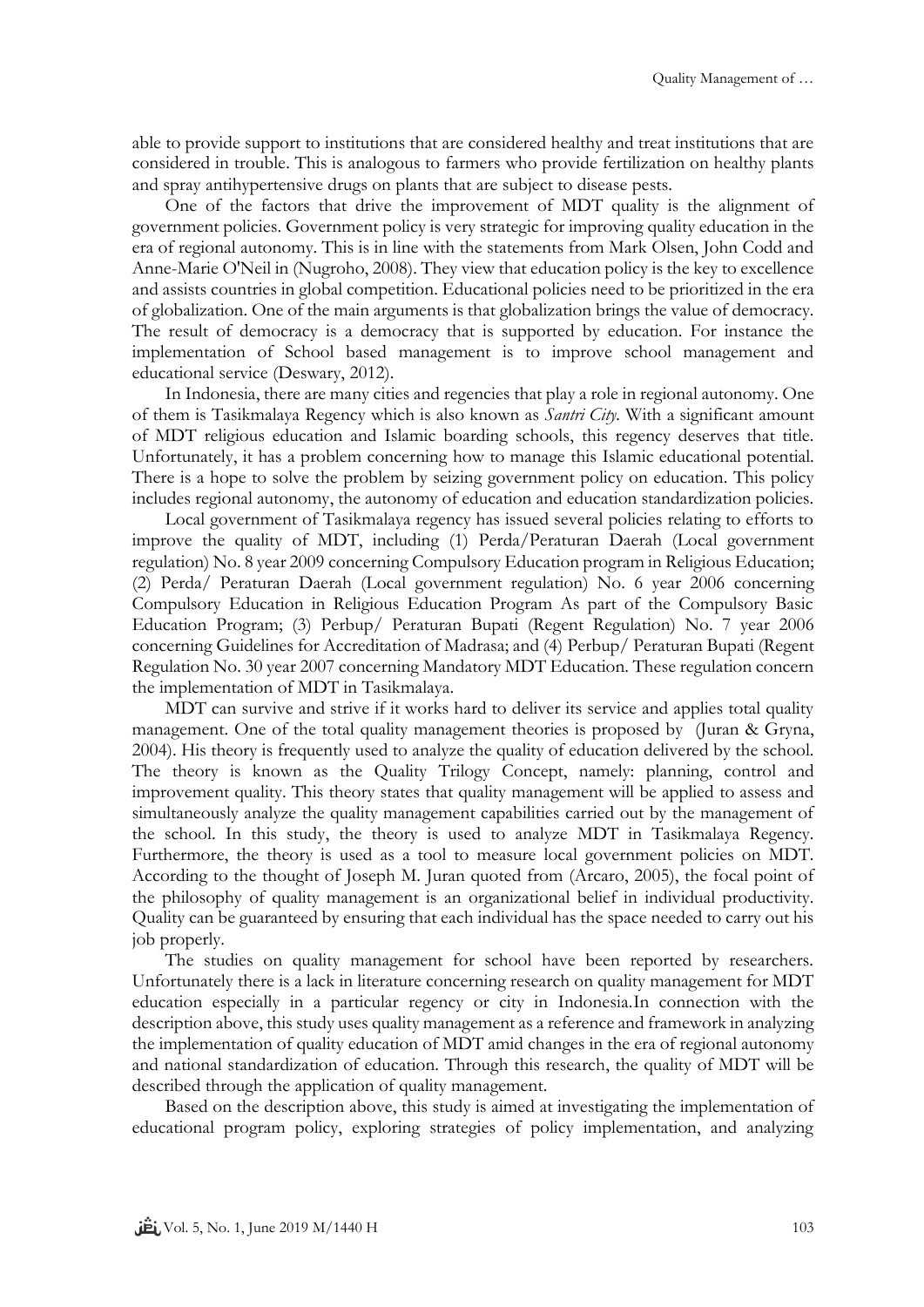able to provide support to institutions that are considered healthy and treat institutions that are considered in trouble. This is analogous to farmers who provide fertilization on healthy plants and spray antihypertensive drugs on plants that are subject to disease pests.

One of the factors that drive the improvement of MDT quality is the alignment of government policies. Government policy is very strategic for improving quality education in the era of regional autonomy. This is in line with the statements from Mark Olsen, John Codd and Anne-Marie O'Neil in (Nugroho, 2008). They view that education policy is the key to excellence and assists countries in global competition. Educational policies need to be prioritized in the era of globalization. One of the main arguments is that globalization brings the value of democracy. The result of democracy is a democracy that is supported by education. For instance the implementation of School based management is to improve school management and educational service (Deswary, 2012).

In Indonesia, there are many cities and regencies that play a role in regional autonomy. One of them is Tasikmalaya Regency which is also known as *Santri City*. With a significant amount of MDT religious education and Islamic boarding schools, this regency deserves that title. Unfortunately, it has a problem concerning how to manage this Islamic educational potential. There is a hope to solve the problem by seizing government policy on education. This policy includes regional autonomy, the autonomy of education and education standardization policies.

Local government of Tasikmalaya regency has issued several policies relating to efforts to improve the quality of MDT, including (1) Perda/Peraturan Daerah (Local government regulation) No. 8 year 2009 concerning Compulsory Education program in Religious Education; (2) Perda/ Peraturan Daerah (Local government regulation) No. 6 year 2006 concerning Compulsory Education in Religious Education Program As part of the Compulsory Basic Education Program; (3) Perbup/ Peraturan Bupati (Regent Regulation) No. 7 year 2006 concerning Guidelines for Accreditation of Madrasa; and (4) Perbup/ Peraturan Bupati (Regent Regulation No. 30 year 2007 concerning Mandatory MDT Education. These regulation concern the implementation of MDT in Tasikmalaya.

MDT can survive and strive if it works hard to deliver its service and applies total quality management. One of the total quality management theories is proposed by (Juran & Gryna, 2004). His theory is frequently used to analyze the quality of education delivered by the school. The theory is known as the Quality Trilogy Concept, namely: planning, control and improvement quality. This theory states that quality management will be applied to assess and simultaneously analyze the quality management capabilities carried out by the management of the school. In this study, the theory is used to analyze MDT in Tasikmalaya Regency. Furthermore, the theory is used as a tool to measure local government policies on MDT. According to the thought of Joseph M. Juran quoted from (Arcaro, 2005), the focal point of the philosophy of quality management is an organizational belief in individual productivity. Quality can be guaranteed by ensuring that each individual has the space needed to carry out his job properly.

The studies on quality management for school have been reported by researchers. Unfortunately there is a lack in literature concerning research on quality management for MDT education especially in a particular regency or city in Indonesia.In connection with the description above, this study uses quality management as a reference and framework in analyzing the implementation of quality education of MDT amid changes in the era of regional autonomy and national standardization of education. Through this research, the quality of MDT will be described through the application of quality management.

Based on the description above, this study is aimed at investigating the implementation of educational program policy, exploring strategies of policy implementation, and analyzing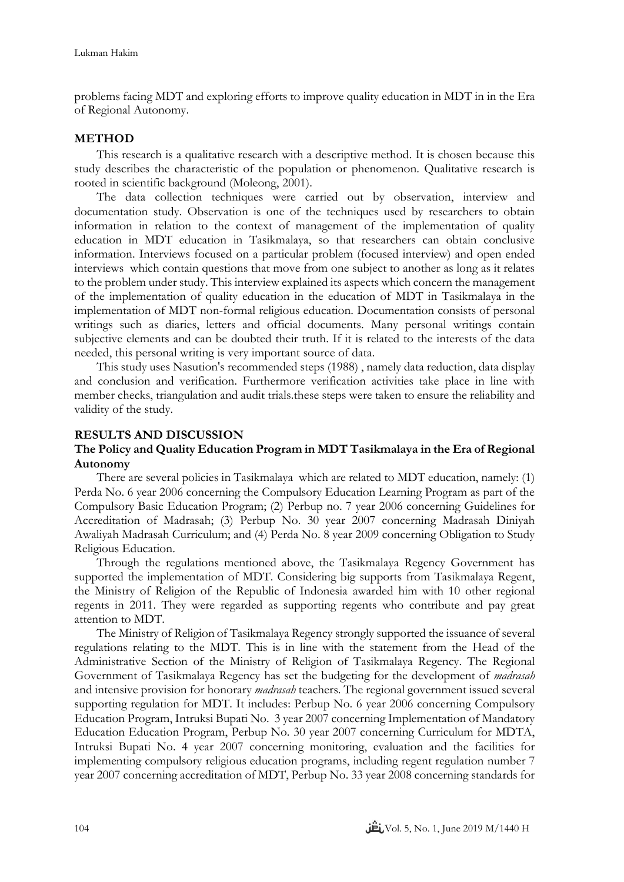problems facing MDT and exploring efforts to improve quality education in MDT in in the Era of Regional Autonomy.

## METHOD

This research is a qualitative research with a descriptive method. It is chosen because this study describes the characteristic of the population or phenomenon. Qualitative research is rooted in scientific background (Moleong, 2001).

The data collection techniques were carried out by observation, interview and documentation study. Observation is one of the techniques used by researchers to obtain information in relation to the context of management of the implementation of quality education in MDT education in Tasikmalaya, so that researchers can obtain conclusive information. Interviews focused on a particular problem (focused interview) and open ended interviews which contain questions that move from one subject to another as long as it relates to the problem under study. This interview explained its aspects which concern the management of the implementation of quality education in the education of MDT in Tasikmalaya in the implementation of MDT non-formal religious education. Documentation consists of personal writings such as diaries, letters and official documents. Many personal writings contain subjective elements and can be doubted their truth. If it is related to the interests of the data needed, this personal writing is very important source of data.

This study uses Nasution's recommended steps (1988) , namely data reduction, data display and conclusion and verification. Furthermore verification activities take place in line with member checks, triangulation and audit trials.these steps were taken to ensure the reliability and validity of the study.

## RESULTS AND DISCUSSION

### The Policy and Quality Education Program in MDT Tasikmalaya in the Era of Regional Autonomy

There are several policies in Tasikmalaya which are related to MDT education, namely: (1) Perda No. 6 year 2006 concerning the Compulsory Education Learning Program as part of the Compulsory Basic Education Program; (2) Perbup no. 7 year 2006 concerning Guidelines for Accreditation of Madrasah; (3) Perbup No. 30 year 2007 concerning Madrasah Diniyah Awaliyah Madrasah Curriculum; and (4) Perda No. 8 year 2009 concerning Obligation to Study Religious Education.

Through the regulations mentioned above, the Tasikmalaya Regency Government has supported the implementation of MDT. Considering big supports from Tasikmalaya Regent, the Ministry of Religion of the Republic of Indonesia awarded him with 10 other regional regents in 2011. They were regarded as supporting regents who contribute and pay great attention to MDT.

The Ministry of Religion of Tasikmalaya Regency strongly supported the issuance of several regulations relating to the MDT. This is in line with the statement from the Head of the Administrative Section of the Ministry of Religion of Tasikmalaya Regency. The Regional Government of Tasikmalaya Regency has set the budgeting for the development of *madrasah* and intensive provision for honorary *madrasah* teachers. The regional government issued several supporting regulation for MDT. It includes: Perbup No. 6 year 2006 concerning Compulsory Education Program, Intruksi Bupati No. 3 year 2007 concerning Implementation of Mandatory Education Education Program, Perbup No. 30 year 2007 concerning Curriculum for MDTA, Intruksi Bupati No. 4 year 2007 concerning monitoring, evaluation and the facilities for implementing compulsory religious education programs, including regent regulation number 7 year 2007 concerning accreditation of MDT, Perbup No. 33 year 2008 concerning standards for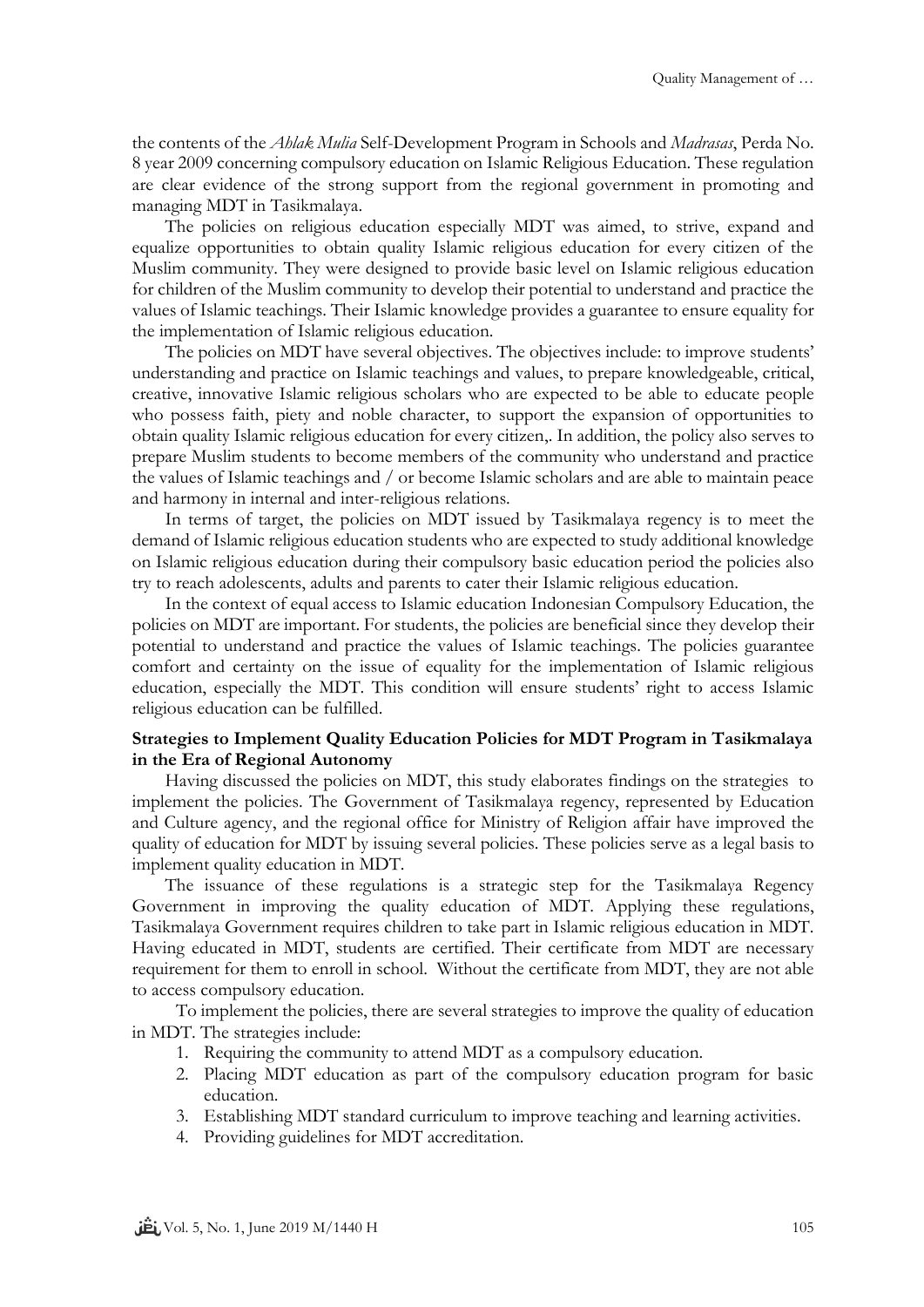the contents of the *Ahlak Mulia* Self-Development Program in Schools and *Madrasas*, Perda No. 8 year 2009 concerning compulsory education on Islamic Religious Education. These regulation are clear evidence of the strong support from the regional government in promoting and managing MDT in Tasikmalaya.

The policies on religious education especially MDT was aimed, to strive, expand and equalize opportunities to obtain quality Islamic religious education for every citizen of the Muslim community. They were designed to provide basic level on Islamic religious education for children of the Muslim community to develop their potential to understand and practice the values of Islamic teachings. Their Islamic knowledge provides a guarantee to ensure equality for the implementation of Islamic religious education.

The policies on MDT have several objectives. The objectives include: to improve students' understanding and practice on Islamic teachings and values, to prepare knowledgeable, critical, creative, innovative Islamic religious scholars who are expected to be able to educate people who possess faith, piety and noble character, to support the expansion of opportunities to obtain quality Islamic religious education for every citizen,. In addition, the policy also serves to prepare Muslim students to become members of the community who understand and practice the values of Islamic teachings and / or become Islamic scholars and are able to maintain peace and harmony in internal and inter-religious relations.

In terms of target, the policies on MDT issued by Tasikmalaya regency is to meet the demand of Islamic religious education students who are expected to study additional knowledge on Islamic religious education during their compulsory basic education period the policies also try to reach adolescents, adults and parents to cater their Islamic religious education.

In the context of equal access to Islamic education Indonesian Compulsory Education, the policies on MDT are important. For students, the policies are beneficial since they develop their potential to understand and practice the values of Islamic teachings. The policies guarantee comfort and certainty on the issue of equality for the implementation of Islamic religious education, especially the MDT. This condition will ensure students' right to access Islamic religious education can be fulfilled.

**Strategies to Implement Quality Education Policies for MDT Program in Tasikmalaya in the Era of Regional Autonomy**

Having discussed the policies on MDT, this study elaborates findings on the strategies to implement the policies. The Government of Tasikmalaya regency, represented by Education and Culture agency, and the regional office for Ministry of Religion affair have improved the quality of education for MDT by issuing several policies. These policies serve as a legal basis to implement quality education in MDT.

The issuance of these regulations is a strategic step for the Tasikmalaya Regency Government in improving the quality education of MDT. Applying these regulations, Tasikmalaya Government requires children to take part in Islamic religious education in MDT. Having educated in MDT, students are certified. Their certificate from MDT are necessary requirement for them to enroll in school. Without the certificate from MDT, they are not able to access compulsory education.

To implement the policies, there are several strategies to improve the quality of education in MDT. The strategies include:

1. Requiring the community to attend MDT as a compulsory education.
2. Placing MDT education as part of the compulsory education program for basic education.
3. Establishing MDT standard curriculum to improve teaching and learning activities.
4. Providing guidelines for MDT accreditation.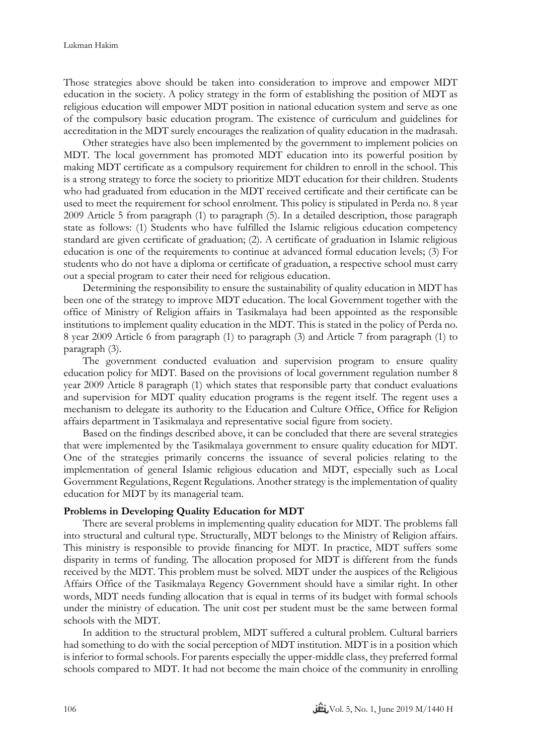Those strategies above should be taken into consideration to improve and empower MDT education in the society. A policy strategy in the form of establishing the position of MDT as religious education will empower MDT position in national education system and serve as one of the compulsory basic education program. The existence of curriculum and guidelines for accreditation in the MDT surely encourages the realization of quality education in the madrasah.

Other strategies have also been implemented by the government to implement policies on MDT. The local government has promoted MDT education into its powerful position by making MDT certificate as a compulsory requirement for children to enroll in the school. This is a strong strategy to force the society to prioritize MDT education for their children. Students who had graduated from education in the MDT received certificate and their certificate can be used to meet the requirement for school enrolment. This policy is stipulated in Perda no. 8 year 2009 Article 5 from paragraph (1) to paragraph (5). In a detailed description, those paragraph state as follows: (1) Students who have fulfilled the Islamic religious education competency standard are given certificate of graduation; (2). A certificate of graduation in Islamic religious education is one of the requirements to continue at advanced formal education levels; (3) For students who do not have a diploma or certificate of graduation, a respective school must carry out a special program to cater their need for religious education.

Determining the responsibility to ensure the sustainability of quality education in MDT has been one of the strategy to improve MDT education. The local Government together with the office of Ministry of Religion affairs in Tasikmalaya had been appointed as the responsible institutions to implement quality education in the MDT. This is stated in the policy of Perda no. 8 year 2009 Article 6 from paragraph (1) to paragraph (3) and Article 7 from paragraph (1) to paragraph (3).

The government conducted evaluation and supervision program to ensure quality education policy for MDT. Based on the provisions of local government regulation number 8 year 2009 Article 8 paragraph (1) which states that responsible party that conduct evaluations and supervision for MDT quality education programs is the regent itself. The regent uses a mechanism to delegate its authority to the Education and Culture Office, Office for Religion affairs department in Tasikmalaya and representative social figure from society.

Based on the findings described above, it can be concluded that there are several strategies that were implemented by the Tasikmalaya government to ensure quality education for MDT. One of the strategies primarily concerns the issuance of several policies relating to the implementation of general Islamic religious education and MDT, especially such as Local Government Regulations, Regent Regulations. Another strategy is the implementation of quality education for MDT by its managerial team.

**Problems in Developing Quality Education for MDT**

There are several problems in implementing quality education for MDT. The problems fall into structural and cultural type. Structurally, MDT belongs to the Ministry of Religion affairs. This ministry is responsible to provide financing for MDT. In practice, MDT suffers some disparity in terms of funding. The allocation proposed for MDT is different from the funds received by the MDT. This problem must be solved. MDT under the auspices of the Religious Affairs Office of the Tasikmalaya Regency Government should have a similar right. In other words, MDT needs funding allocation that is equal in terms of its budget with formal schools under the ministry of education. The unit cost per student must be the same between formal schools with the MDT.

In addition to the structural problem, MDT suffered a cultural problem. Cultural barriers had something to do with the social perception of MDT institution. MDT is in a position which is inferior to formal schools. For parents especially the upper-middle class, they preferred formal schools compared to MDT. It had not become the main choice of the community in enrolling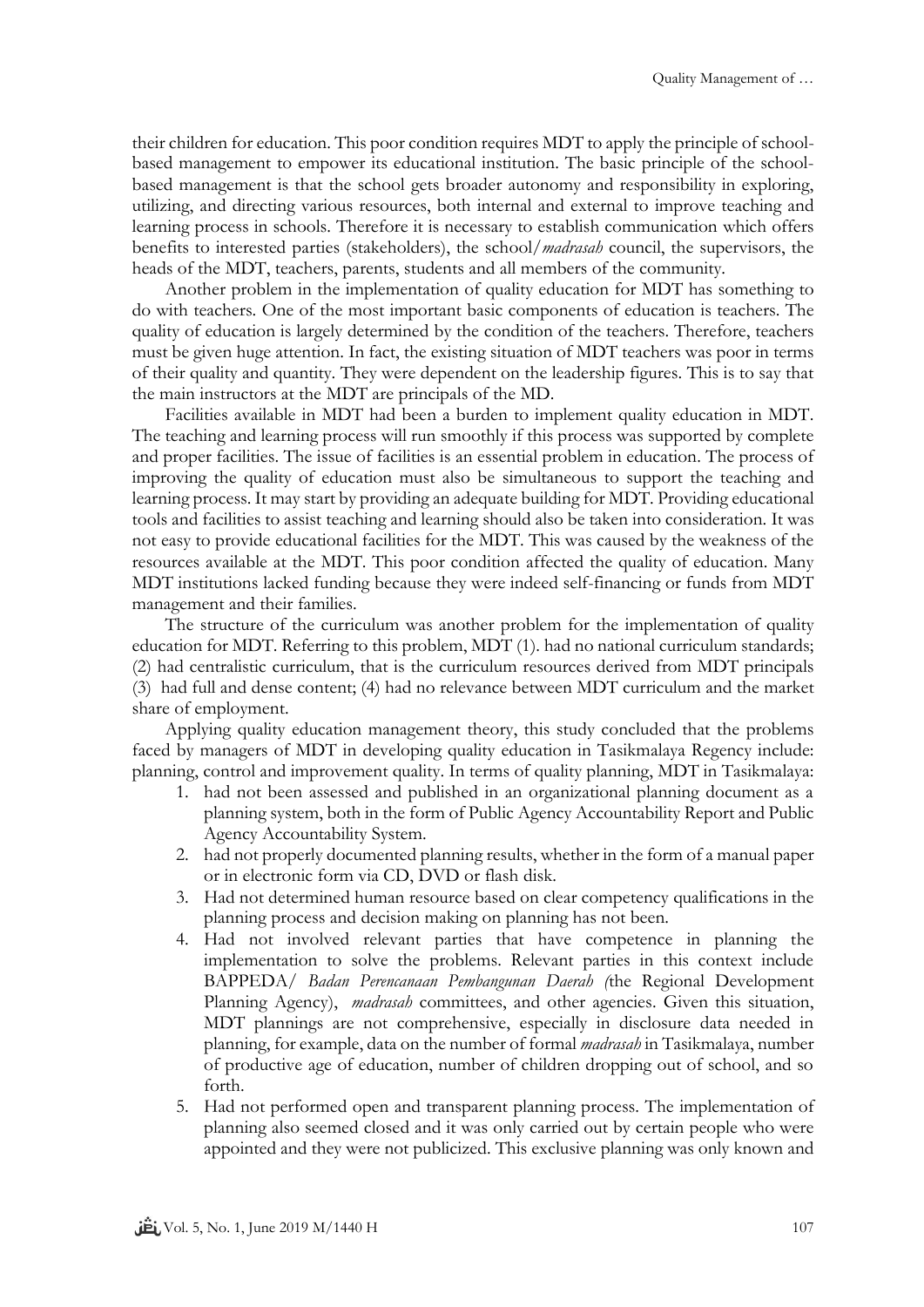their children for education. This poor condition requires MDT to apply the principle of school-based management to empower its educational institution. The basic principle of the school-based management is that the school gets broader autonomy and responsibility in exploring, utilizing, and directing various resources, both internal and external to improve teaching and learning process in schools. Therefore it is necessary to establish communication which offers benefits to interested parties (stakeholders), the school/*madrasah* council, the supervisors, the heads of the MDT, teachers, parents, students and all members of the community.

Another problem in the implementation of quality education for MDT has something to do with teachers. One of the most important basic components of education is teachers. The quality of education is largely determined by the condition of the teachers. Therefore, teachers must be given huge attention. In fact, the existing situation of MDT teachers was poor in terms of their quality and quantity. They were dependent on the leadership figures. This is to say that the main instructors at the MDT are principals of the MD.

Facilities available in MDT had been a burden to implement quality education in MDT. The teaching and learning process will run smoothly if this process was supported by complete and proper facilities. The issue of facilities is an essential problem in education. The process of improving the quality of education must also be simultaneous to support the teaching and learning process. It may start by providing an adequate building for MDT. Providing educational tools and facilities to assist teaching and learning should also be taken into consideration. It was not easy to provide educational facilities for the MDT. This was caused by the weakness of the resources available at the MDT. This poor condition affected the quality of education. Many MDT institutions lacked funding because they were indeed self-financing or funds from MDT management and their families.

The structure of the curriculum was another problem for the implementation of quality education for MDT. Referring to this problem, MDT (1). had no national curriculum standards; (2) had centralistic curriculum, that is the curriculum resources derived from MDT principals (3) had full and dense content; (4) had no relevance between MDT curriculum and the market share of employment.

Applying quality education management theory, this study concluded that the problems faced by managers of MDT in developing quality education in Tasikmalaya Regency include: planning, control and improvement quality. In terms of quality planning, MDT in Tasikmalaya:

1. had not been assessed and published in an organizational planning document as a planning system, both in the form of Public Agency Accountability Report and Public Agency Accountability System.
2. had not properly documented planning results, whether in the form of a manual paper or in electronic form via CD, DVD or flash disk.
3. Had not determined human resource based on clear competency qualifications in the planning process and decision making on planning has not been.
4. Had not involved relevant parties that have competence in planning the implementation to solve the problems. Relevant parties in this context include BAPPEDA/ *Badan Perencanaan Pembangunan Daerah (*the Regional Development Planning Agency), *madrasah* committees, and other agencies. Given this situation, MDT plannings are not comprehensive, especially in disclosure data needed in planning, for example, data on the number of formal *madrasah* in Tasikmalaya, number of productive age of education, number of children dropping out of school, and so forth.
5. Had not performed open and transparent planning process. The implementation of planning also seemed closed and it was only carried out by certain people who were appointed and they were not publicized. This exclusive planning was only known and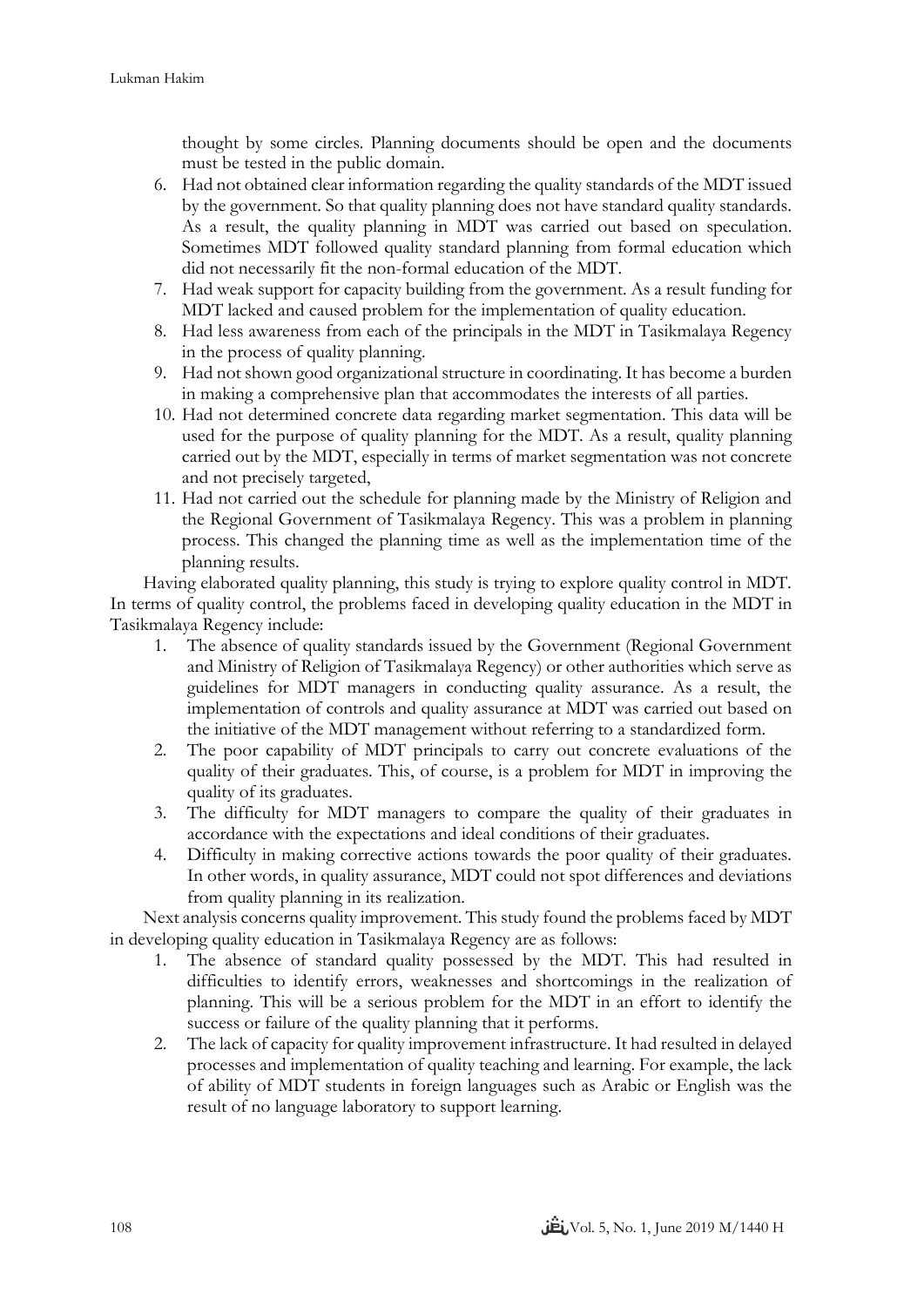thought by some circles. Planning documents should be open and the documents must be tested in the public domain.

6. Had not obtained clear information regarding the quality standards of the MDT issued by the government. So that quality planning does not have standard quality standards. As a result, the quality planning in MDT was carried out based on speculation. Sometimes MDT followed quality standard planning from formal education which did not necessarily fit the non-formal education of the MDT.
7. Had weak support for capacity building from the government. As a result funding for MDT lacked and caused problem for the implementation of quality education.
8. Had less awareness from each of the principals in the MDT in Tasikmalaya Regency in the process of quality planning.
9. Had not shown good organizational structure in coordinating. It has become a burden in making a comprehensive plan that accommodates the interests of all parties.
10. Had not determined concrete data regarding market segmentation. This data will be used for the purpose of quality planning for the MDT. As a result, quality planning carried out by the MDT, especially in terms of market segmentation was not concrete and not precisely targeted,
11. Had not carried out the schedule for planning made by the Ministry of Religion and the Regional Government of Tasikmalaya Regency. This was a problem in planning process. This changed the planning time as well as the implementation time of the planning results.

Having elaborated quality planning, this study is trying to explore quality control in MDT. In terms of quality control, the problems faced in developing quality education in the MDT in Tasikmalaya Regency include:

1. The absence of quality standards issued by the Government (Regional Government and Ministry of Religion of Tasikmalaya Regency) or other authorities which serve as guidelines for MDT managers in conducting quality assurance. As a result, the implementation of controls and quality assurance at MDT was carried out based on the initiative of the MDT management without referring to a standardized form.
2. The poor capability of MDT principals to carry out concrete evaluations of the quality of their graduates. This, of course, is a problem for MDT in improving the quality of its graduates.
3. The difficulty for MDT managers to compare the quality of their graduates in accordance with the expectations and ideal conditions of their graduates.
4. Difficulty in making corrective actions towards the poor quality of their graduates. In other words, in quality assurance, MDT could not spot differences and deviations from quality planning in its realization.

Next analysis concerns quality improvement. This study found the problems faced by MDT in developing quality education in Tasikmalaya Regency are as follows:

1. The absence of standard quality possessed by the MDT. This had resulted in difficulties to identify errors, weaknesses and shortcomings in the realization of planning. This will be a serious problem for the MDT in an effort to identify the success or failure of the quality planning that it performs.
2. The lack of capacity for quality improvement infrastructure. It had resulted in delayed processes and implementation of quality teaching and learning. For example, the lack of ability of MDT students in foreign languages such as Arabic or English was the result of no language laboratory to support learning.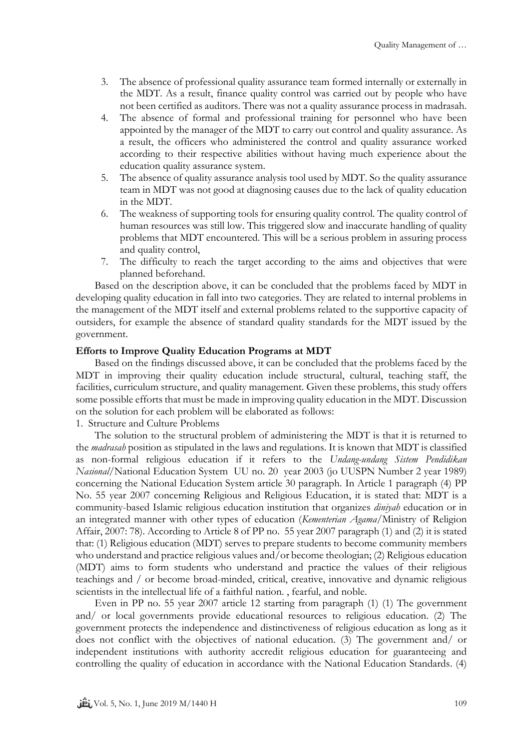3. The absence of professional quality assurance team formed internally or externally in the MDT. As a result, finance quality control was carried out by people who have not been certified as auditors. There was not a quality assurance process in madrasah.
4. The absence of formal and professional training for personnel who have been appointed by the manager of the MDT to carry out control and quality assurance. As a result, the officers who administered the control and quality assurance worked according to their respective abilities without having much experience about the education quality assurance system.
5. The absence of quality assurance analysis tool used by MDT. So the quality assurance team in MDT was not good at diagnosing causes due to the lack of quality education in the MDT.
6. The weakness of supporting tools for ensuring quality control. The quality control of human resources was still low. This triggered slow and inaccurate handling of quality problems that MDT encountered. This will be a serious problem in assuring process and quality control,
7. The difficulty to reach the target according to the aims and objectives that were planned beforehand.

Based on the description above, it can be concluded that the problems faced by MDT in developing quality education in fall into two categories. They are related to internal problems in the management of the MDT itself and external problems related to the supportive capacity of outsiders, for example the absence of standard quality standards for the MDT issued by the government.

**Efforts to Improve Quality Education Programs at MDT**

Based on the findings discussed above, it can be concluded that the problems faced by the MDT in improving their quality education include structural, cultural, teaching staff, the facilities, curriculum structure, and quality management. Given these problems, this study offers some possible efforts that must be made in improving quality education in the MDT. Discussion on the solution for each problem will be elaborated as follows:

1. Structure and Culture Problems

The solution to the structural problem of administering the MDT is that it is returned to the *madrasah* position as stipulated in the laws and regulations. It is known that MDT is classified as non-formal religious education if it refers to the *Undang-undang Sistem Pendidikan Nasional*/National Education System UU no. 20 year 2003 (jo UUSPN Number 2 year 1989) concerning the National Education System article 30 paragraph. In Article 1 paragraph (4) PP No. 55 year 2007 concerning Religious and Religious Education, it is stated that: MDT is a community-based Islamic religious education institution that organizes *diniyah* education or in an integrated manner with other types of education (*Kementerian Agama*/Ministry of Religion Affair, 2007: 78). According to Article 8 of PP no. 55 year 2007 paragraph (1) and (2) it is stated that: (1) Religious education (MDT) serves to prepare students to become community members who understand and practice religious values and/or become theologian; (2) Religious education (MDT) aims to form students who understand and practice the values of their religious teachings and / or become broad-minded, critical, creative, innovative and dynamic religious scientists in the intellectual life of a faithful nation. , fearful, and noble.

Even in PP no. 55 year 2007 article 12 starting from paragraph (1) (1) The government and/ or local governments provide educational resources to religious education. (2) The government protects the independence and distinctiveness of religious education as long as it does not conflict with the objectives of national education. (3) The government and/ or independent institutions with authority accredit religious education for guaranteeing and controlling the quality of education in accordance with the National Education Standards. (4)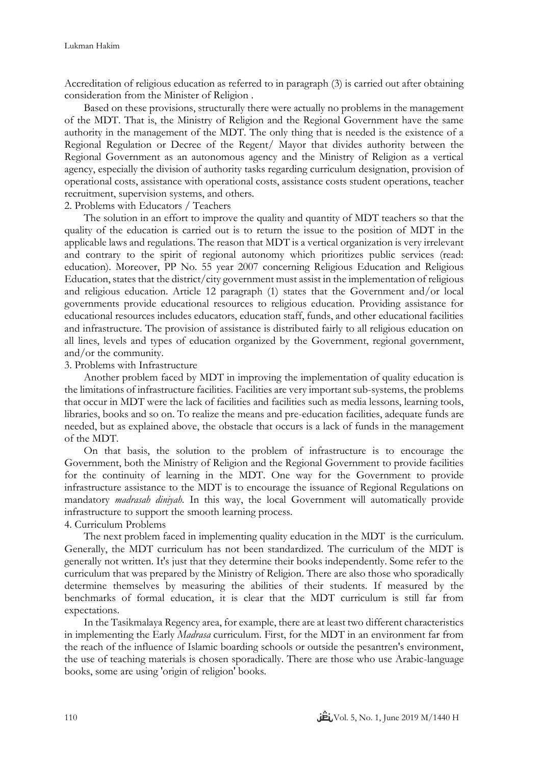Accreditation of religious education as referred to in paragraph (3) is carried out after obtaining consideration from the Minister of Religion .

Based on these provisions, structurally there were actually no problems in the management of the MDT. That is, the Ministry of Religion and the Regional Government have the same authority in the management of the MDT. The only thing that is needed is the existence of a Regional Regulation or Decree of the Regent/ Mayor that divides authority between the Regional Government as an autonomous agency and the Ministry of Religion as a vertical agency, especially the division of authority tasks regarding curriculum designation, provision of operational costs, assistance with operational costs, assistance costs student operations, teacher recruitment, supervision systems, and others.

2. Problems with Educators / Teachers

The solution in an effort to improve the quality and quantity of MDT teachers so that the quality of the education is carried out is to return the issue to the position of MDT in the applicable laws and regulations. The reason that MDT is a vertical organization is very irrelevant and contrary to the spirit of regional autonomy which prioritizes public services (read: education). Moreover, PP No. 55 year 2007 concerning Religious Education and Religious Education, states that the district/city government must assist in the implementation of religious and religious education. Article 12 paragraph (1) states that the Government and/or local governments provide educational resources to religious education. Providing assistance for educational resources includes educators, education staff, funds, and other educational facilities and infrastructure. The provision of assistance is distributed fairly to all religious education on all lines, levels and types of education organized by the Government, regional government, and/or the community.

3. Problems with Infrastructure

Another problem faced by MDT in improving the implementation of quality education is the limitations of infrastructure facilities. Facilities are very important sub-systems, the problems that occur in MDT were the lack of facilities and facilities such as media lessons, learning tools, libraries, books and so on. To realize the means and pre-education facilities, adequate funds are needed, but as explained above, the obstacle that occurs is a lack of funds in the management of the MDT.

On that basis, the solution to the problem of infrastructure is to encourage the Government, both the Ministry of Religion and the Regional Government to provide facilities for the continuity of learning in the MDT. One way for the Government to provide infrastructure assistance to the MDT is to encourage the issuance of Regional Regulations on mandatory *madrasah diniyah*. In this way, the local Government will automatically provide infrastructure to support the smooth learning process.

4. Curriculum Problems

The next problem faced in implementing quality education in the MDT is the curriculum. Generally, the MDT curriculum has not been standardized. The curriculum of the MDT is generally not written. It's just that they determine their books independently. Some refer to the curriculum that was prepared by the Ministry of Religion. There are also those who sporadically determine themselves by measuring the abilities of their students. If measured by the benchmarks of formal education, it is clear that the MDT curriculum is still far from expectations.

In the Tasikmalaya Regency area, for example, there are at least two different characteristics in implementing the Early *Madrasa* curriculum. First, for the MDT in an environment far from the reach of the influence of Islamic boarding schools or outside the pesantren's environment, the use of teaching materials is chosen sporadically. There are those who use Arabic-language books, some are using 'origin of religion' books.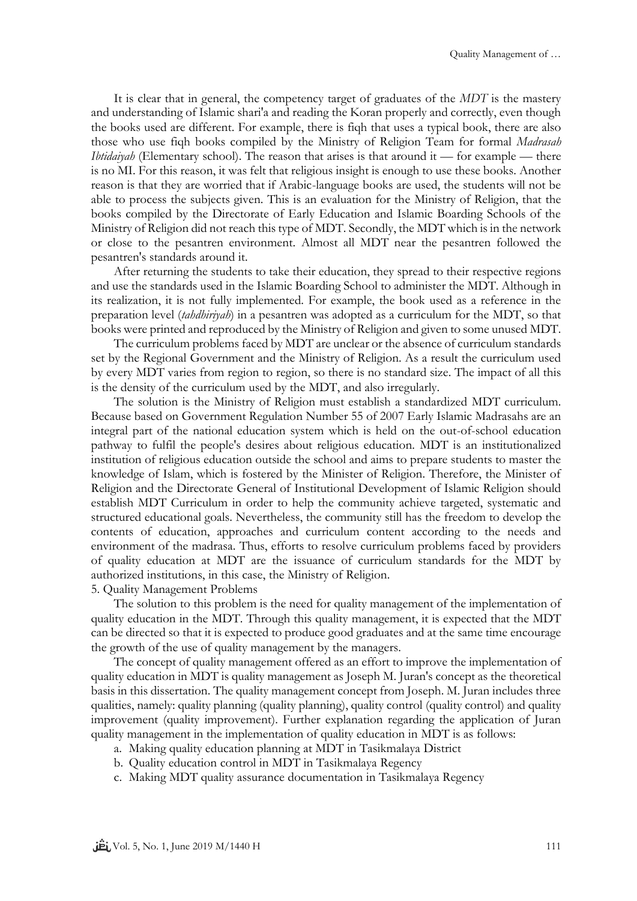It is clear that in general, the competency target of graduates of the *MDT* is the mastery and understanding of Islamic shari'a and reading the Koran properly and correctly, even though the books used are different. For example, there is fiqh that uses a typical book, there are also those who use fiqh books compiled by the Ministry of Religion Team for formal *Madrasah Ibtidaiyah* (Elementary school). The reason that arises is that around it — for example — there is no MI. For this reason, it was felt that religious insight is enough to use these books. Another reason is that they are worried that if Arabic-language books are used, the students will not be able to process the subjects given. This is an evaluation for the Ministry of Religion, that the books compiled by the Directorate of Early Education and Islamic Boarding Schools of the Ministry of Religion did not reach this type of MDT. Secondly, the MDT which is in the network or close to the pesantren environment. Almost all MDT near the pesantren followed the pesantren's standards around it.

After returning the students to take their education, they spread to their respective regions and use the standards used in the Islamic Boarding School to administer the MDT. Although in its realization, it is not fully implemented. For example, the book used as a reference in the preparation level (*tahdhiriyah*) in a pesantren was adopted as a curriculum for the MDT, so that books were printed and reproduced by the Ministry of Religion and given to some unused MDT.

The curriculum problems faced by MDT are unclear or the absence of curriculum standards set by the Regional Government and the Ministry of Religion. As a result the curriculum used by every MDT varies from region to region, so there is no standard size. The impact of all this is the density of the curriculum used by the MDT, and also irregularly.

The solution is the Ministry of Religion must establish a standardized MDT curriculum. Because based on Government Regulation Number 55 of 2007 Early Islamic Madrasahs are an integral part of the national education system which is held on the out-of-school education pathway to fulfil the people's desires about religious education. MDT is an institutionalized institution of religious education outside the school and aims to prepare students to master the knowledge of Islam, which is fostered by the Minister of Religion. Therefore, the Minister of Religion and the Directorate General of Institutional Development of Islamic Religion should establish MDT Curriculum in order to help the community achieve targeted, systematic and structured educational goals. Nevertheless, the community still has the freedom to develop the contents of education, approaches and curriculum content according to the needs and environment of the madrasa. Thus, efforts to resolve curriculum problems faced by providers of quality education at MDT are the issuance of curriculum standards for the MDT by authorized institutions, in this case, the Ministry of Religion.

5. Quality Management Problems

The solution to this problem is the need for quality management of the implementation of quality education in the MDT. Through this quality management, it is expected that the MDT can be directed so that it is expected to produce good graduates and at the same time encourage the growth of the use of quality management by the managers.

The concept of quality management offered as an effort to improve the implementation of quality education in MDT is quality management as Joseph M. Juran's concept as the theoretical basis in this dissertation. The quality management concept from Joseph. M. Juran includes three qualities, namely: quality planning (quality planning), quality control (quality control) and quality improvement (quality improvement). Further explanation regarding the application of Juran quality management in the implementation of quality education in MDT is as follows:

a. Making quality education planning at MDT in Tasikmalaya District
b. Quality education control in MDT in Tasikmalaya Regency
c. Making MDT quality assurance documentation in Tasikmalaya Regency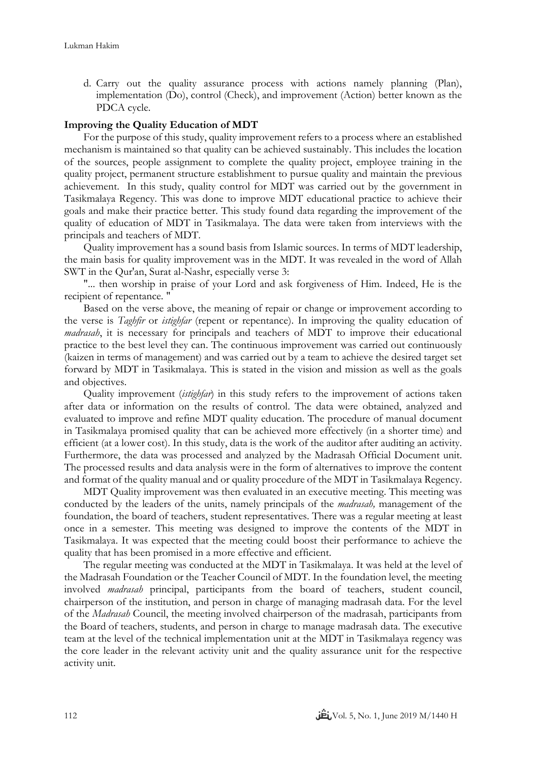d. Carry out the quality assurance process with actions namely planning (Plan), implementation (Do), control (Check), and improvement (Action) better known as the PDCA cycle.

**Improving the Quality Education of MDT**

For the purpose of this study, quality improvement refers to a process where an established mechanism is maintained so that quality can be achieved sustainably. This includes the location of the sources, people assignment to complete the quality project, employee training in the quality project, permanent structure establishment to pursue quality and maintain the previous achievement. In this study, quality control for MDT was carried out by the government in Tasikmalaya Regency. This was done to improve MDT educational practice to achieve their goals and make their practice better. This study found data regarding the improvement of the quality of education of MDT in Tasikmalaya. The data were taken from interviews with the principals and teachers of MDT.

Quality improvement has a sound basis from Islamic sources. In terms of MDT leadership, the main basis for quality improvement was in the MDT. It was revealed in the word of Allah SWT in the Qur'an, Surat al-Nashr, especially verse 3:

"... then worship in praise of your Lord and ask forgiveness of Him. Indeed, He is the recipient of repentance. "

Based on the verse above, the meaning of repair or change or improvement according to the verse is *Taghfir* or *istighfar* (repent or repentance). In improving the quality education of *madrasah*, it is necessary for principals and teachers of MDT to improve their educational practice to the best level they can. The continuous improvement was carried out continuously (kaizen in terms of management) and was carried out by a team to achieve the desired target set forward by MDT in Tasikmalaya. This is stated in the vision and mission as well as the goals and objectives.

Quality improvement (*istighfar*) in this study refers to the improvement of actions taken after data or information on the results of control. The data were obtained, analyzed and evaluated to improve and refine MDT quality education. The procedure of manual document in Tasikmalaya promised quality that can be achieved more effectively (in a shorter time) and efficient (at a lower cost). In this study, data is the work of the auditor after auditing an activity. Furthermore, the data was processed and analyzed by the Madrasah Official Document unit. The processed results and data analysis were in the form of alternatives to improve the content and format of the quality manual and or quality procedure of the MDT in Tasikmalaya Regency.

MDT Quality improvement was then evaluated in an executive meeting. This meeting was conducted by the leaders of the units, namely principals of the *madrasah,* management of the foundation, the board of teachers, student representatives. There was a regular meeting at least once in a semester. This meeting was designed to improve the contents of the MDT in Tasikmalaya. It was expected that the meeting could boost their performance to achieve the quality that has been promised in a more effective and efficient.

The regular meeting was conducted at the MDT in Tasikmalaya. It was held at the level of the Madrasah Foundation or the Teacher Council of MDT. In the foundation level, the meeting involved *madrasah* principal, participants from the board of teachers, student council, chairperson of the institution, and person in charge of managing madrasah data. For the level of the *Madrasah* Council, the meeting involved chairperson of the madrasah, participants from the Board of teachers, students, and person in charge to manage madrasah data. The executive team at the level of the technical implementation unit at the MDT in Tasikmalaya regency was the core leader in the relevant activity unit and the quality assurance unit for the respective activity unit.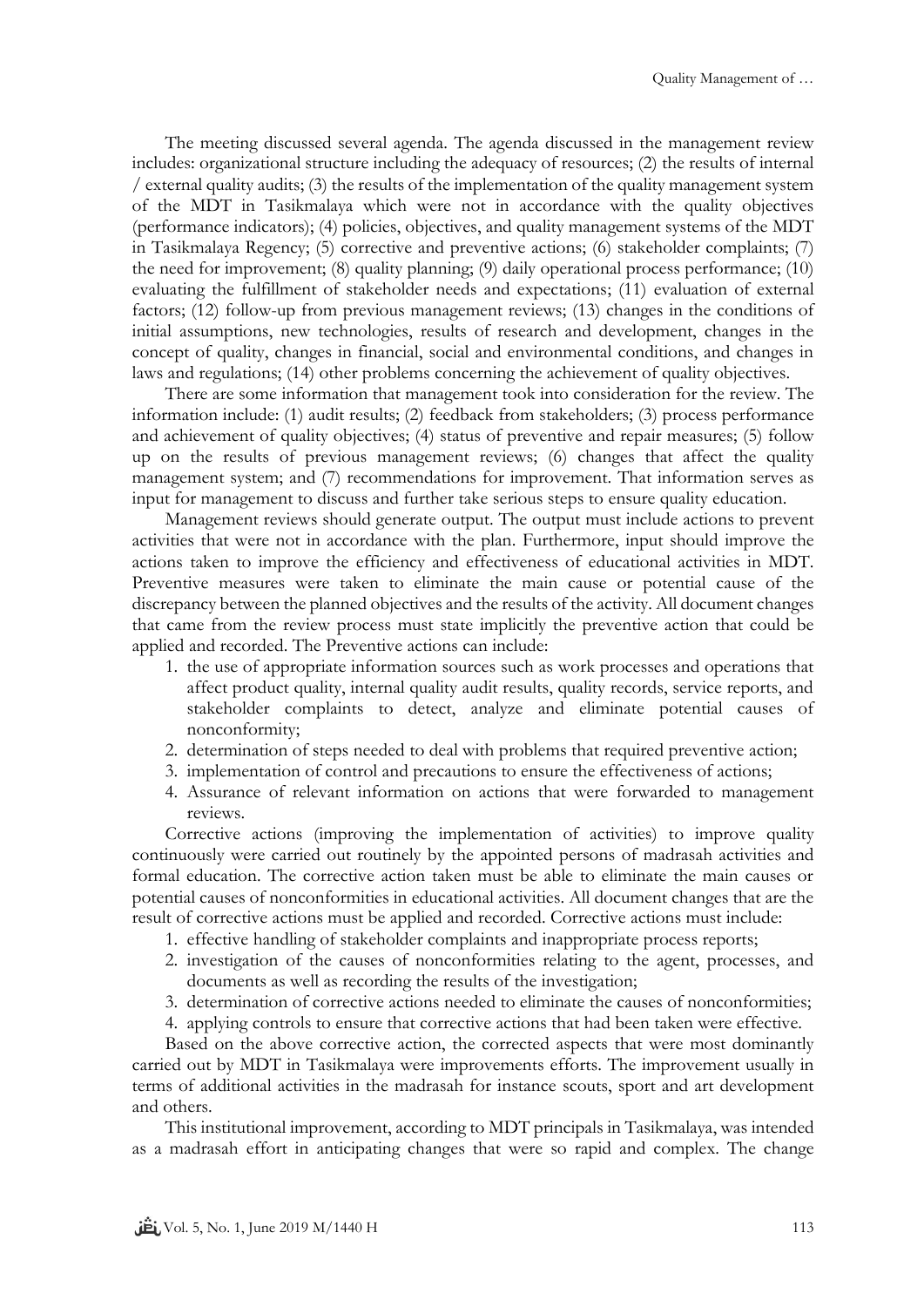The meeting discussed several agenda. The agenda discussed in the management review includes: organizational structure including the adequacy of resources; (2) the results of internal / external quality audits; (3) the results of the implementation of the quality management system of the MDT in Tasikmalaya which were not in accordance with the quality objectives (performance indicators); (4) policies, objectives, and quality management systems of the MDT in Tasikmalaya Regency; (5) corrective and preventive actions; (6) stakeholder complaints; (7) the need for improvement; (8) quality planning; (9) daily operational process performance; (10) evaluating the fulfillment of stakeholder needs and expectations; (11) evaluation of external factors; (12) follow-up from previous management reviews; (13) changes in the conditions of initial assumptions, new technologies, results of research and development, changes in the concept of quality, changes in financial, social and environmental conditions, and changes in laws and regulations; (14) other problems concerning the achievement of quality objectives.

There are some information that management took into consideration for the review. The information include: (1) audit results; (2) feedback from stakeholders; (3) process performance and achievement of quality objectives; (4) status of preventive and repair measures; (5) follow up on the results of previous management reviews; (6) changes that affect the quality management system; and (7) recommendations for improvement. That information serves as input for management to discuss and further take serious steps to ensure quality education.

Management reviews should generate output. The output must include actions to prevent activities that were not in accordance with the plan. Furthermore, input should improve the actions taken to improve the efficiency and effectiveness of educational activities in MDT. Preventive measures were taken to eliminate the main cause or potential cause of the discrepancy between the planned objectives and the results of the activity. All document changes that came from the review process must state implicitly the preventive action that could be applied and recorded. The Preventive actions can include:

1. the use of appropriate information sources such as work processes and operations that affect product quality, internal quality audit results, quality records, service reports, and stakeholder complaints to detect, analyze and eliminate potential causes of nonconformity;
2. determination of steps needed to deal with problems that required preventive action;
3. implementation of control and precautions to ensure the effectiveness of actions;
4. Assurance of relevant information on actions that were forwarded to management reviews.

Corrective actions (improving the implementation of activities) to improve quality continuously were carried out routinely by the appointed persons of madrasah activities and formal education. The corrective action taken must be able to eliminate the main causes or potential causes of nonconformities in educational activities. All document changes that are the result of corrective actions must be applied and recorded. Corrective actions must include:

1. effective handling of stakeholder complaints and inappropriate process reports;
2. investigation of the causes of nonconformities relating to the agent, processes, and documents as well as recording the results of the investigation;
3. determination of corrective actions needed to eliminate the causes of nonconformities;
4. applying controls to ensure that corrective actions that had been taken were effective.

Based on the above corrective action, the corrected aspects that were most dominantly carried out by MDT in Tasikmalaya were improvements efforts. The improvement usually in terms of additional activities in the madrasah for instance scouts, sport and art development and others.

This institutional improvement, according to MDT principals in Tasikmalaya, was intended as a madrasah effort in anticipating changes that were so rapid and complex. The change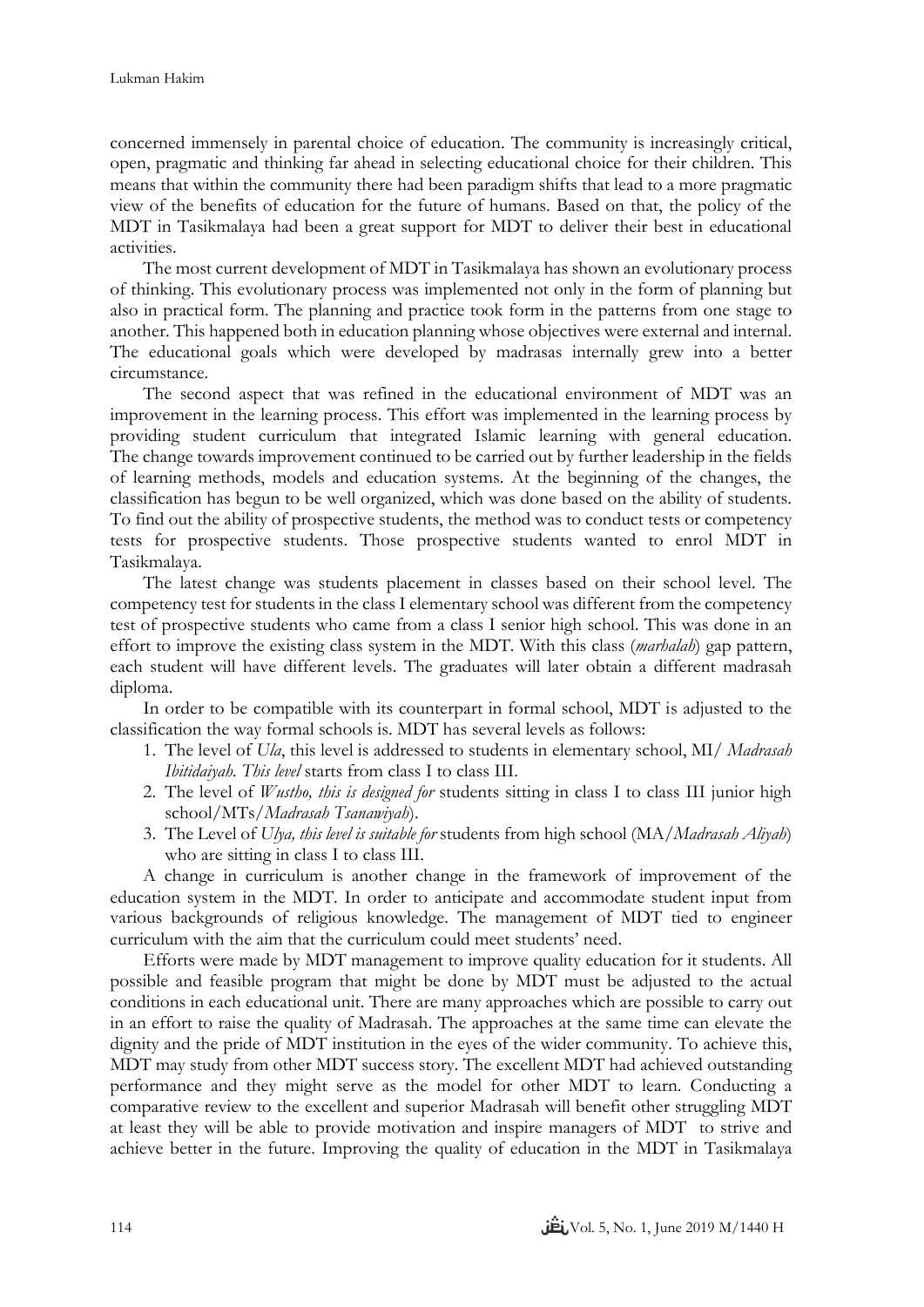concerned immensely in parental choice of education. The community is increasingly critical, open, pragmatic and thinking far ahead in selecting educational choice for their children. This means that within the community there had been paradigm shifts that lead to a more pragmatic view of the benefits of education for the future of humans. Based on that, the policy of the MDT in Tasikmalaya had been a great support for MDT to deliver their best in educational activities.

The most current development of MDT in Tasikmalaya has shown an evolutionary process of thinking. This evolutionary process was implemented not only in the form of planning but also in practical form. The planning and practice took form in the patterns from one stage to another. This happened both in education planning whose objectives were external and internal. The educational goals which were developed by madrasas internally grew into a better circumstance.

The second aspect that was refined in the educational environment of MDT was an improvement in the learning process. This effort was implemented in the learning process by providing student curriculum that integrated Islamic learning with general education. The change towards improvement continued to be carried out by further leadership in the fields of learning methods, models and education systems. At the beginning of the changes, the classification has begun to be well organized, which was done based on the ability of students. To find out the ability of prospective students, the method was to conduct tests or competency tests for prospective students. Those prospective students wanted to enrol MDT in Tasikmalaya.

The latest change was students placement in classes based on their school level. The competency test for students in the class I elementary school was different from the competency test of prospective students who came from a class I senior high school. This was done in an effort to improve the existing class system in the MDT. With this class (*marhalah*) gap pattern, each student will have different levels. The graduates will later obtain a different madrasah diploma.

In order to be compatible with its counterpart in formal school, MDT is adjusted to the classification the way formal schools is. MDT has several levels as follows:

1. The level of *Ula*, this level is addressed to students in elementary school, MI/ *Madrasah Ibitidaiyah. This level* starts from class I to class III.
2. The level of *Wustho, this is designed for* students sitting in class I to class III junior high school/MTs/*Madrasah Tsanawiyah*).
3. The Level of *Ulya, this level is suitable for* students from high school (MA/*Madrasah Aliyah*) who are sitting in class I to class III.

A change in curriculum is another change in the framework of improvement of the education system in the MDT. In order to anticipate and accommodate student input from various backgrounds of religious knowledge. The management of MDT tied to engineer curriculum with the aim that the curriculum could meet students' need.

Efforts were made by MDT management to improve quality education for it students. All possible and feasible program that might be done by MDT must be adjusted to the actual conditions in each educational unit. There are many approaches which are possible to carry out in an effort to raise the quality of Madrasah. The approaches at the same time can elevate the dignity and the pride of MDT institution in the eyes of the wider community. To achieve this, MDT may study from other MDT success story. The excellent MDT had achieved outstanding performance and they might serve as the model for other MDT to learn. Conducting a comparative review to the excellent and superior Madrasah will benefit other struggling MDT at least they will be able to provide motivation and inspire managers of MDT to strive and achieve better in the future. Improving the quality of education in the MDT in Tasikmalaya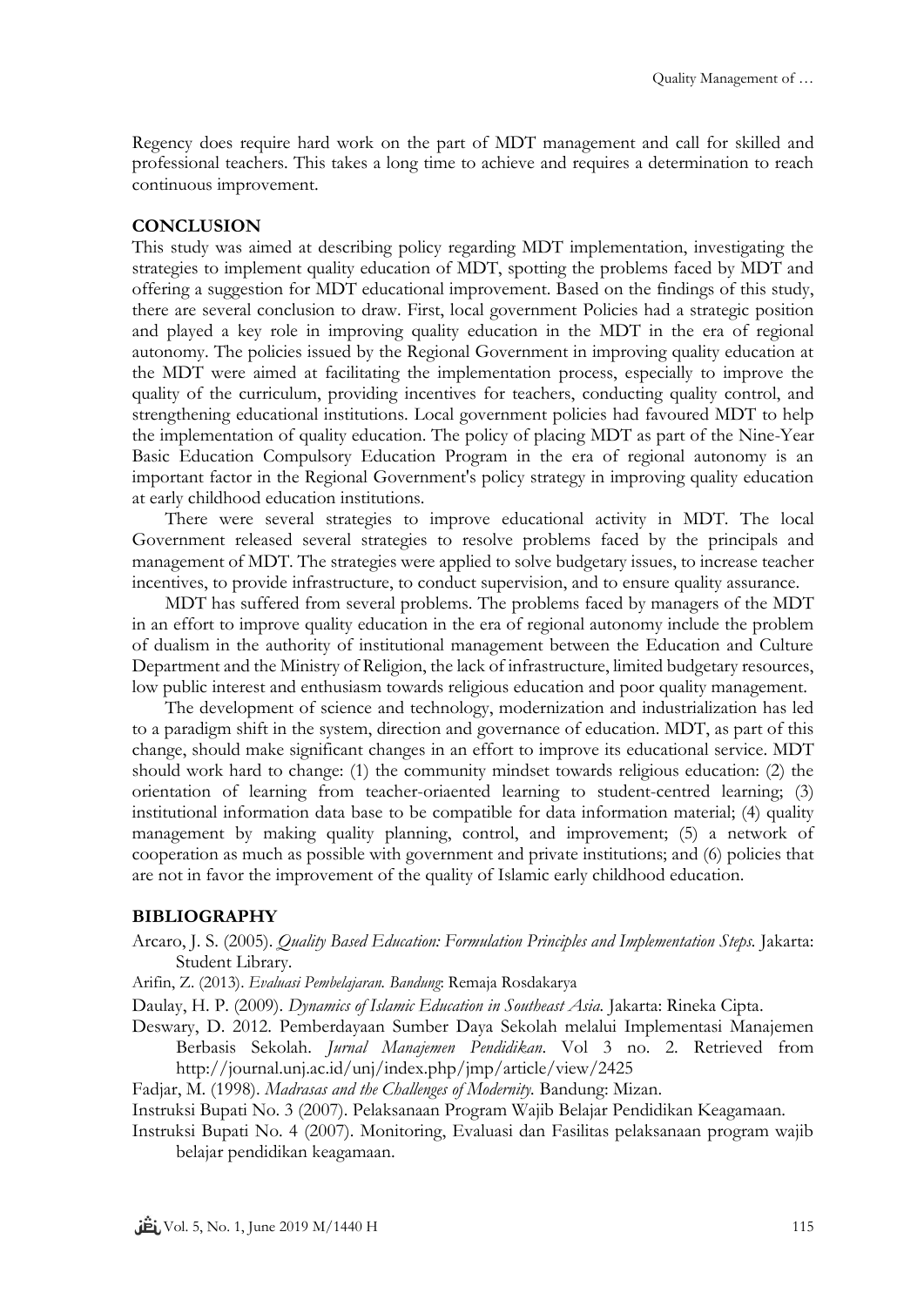Regency does require hard work on the part of MDT management and call for skilled and professional teachers. This takes a long time to achieve and requires a determination to reach continuous improvement.

## CONCLUSION

This study was aimed at describing policy regarding MDT implementation, investigating the strategies to implement quality education of MDT, spotting the problems faced by MDT and offering a suggestion for MDT educational improvement. Based on the findings of this study, there are several conclusion to draw. First, local government Policies had a strategic position and played a key role in improving quality education in the MDT in the era of regional autonomy. The policies issued by the Regional Government in improving quality education at the MDT were aimed at facilitating the implementation process, especially to improve the quality of the curriculum, providing incentives for teachers, conducting quality control, and strengthening educational institutions. Local government policies had favoured MDT to help the implementation of quality education. The policy of placing MDT as part of the Nine-Year Basic Education Compulsory Education Program in the era of regional autonomy is an important factor in the Regional Government's policy strategy in improving quality education at early childhood education institutions.

There were several strategies to improve educational activity in MDT. The local Government released several strategies to resolve problems faced by the principals and management of MDT. The strategies were applied to solve budgetary issues, to increase teacher incentives, to provide infrastructure, to conduct supervision, and to ensure quality assurance.

MDT has suffered from several problems. The problems faced by managers of the MDT in an effort to improve quality education in the era of regional autonomy include the problem of dualism in the authority of institutional management between the Education and Culture Department and the Ministry of Religion, the lack of infrastructure, limited budgetary resources, low public interest and enthusiasm towards religious education and poor quality management.

The development of science and technology, modernization and industrialization has led to a paradigm shift in the system, direction and governance of education. MDT, as part of this change, should make significant changes in an effort to improve its educational service. MDT should work hard to change: (1) the community mindset towards religious education: (2) the orientation of learning from teacher-oriaented learning to student-centred learning; (3) institutional information data base to be compatible for data information material; (4) quality management by making quality planning, control, and improvement; (5) a network of cooperation as much as possible with government and private institutions; and (6) policies that are not in favor the improvement of the quality of Islamic early childhood education.

## BIBLIOGRAPHY

Arcaro, J. S. (2005). *Quality Based Education: Formulation Principles and Implementation Steps.* Jakarta: Student Library.

Arifin, Z. (2013). *Evaluasi Pembelajaran. Bandung*: Remaja Rosdakarya

Daulay, H. P. (2009). *Dynamics of Islamic Education in Southeast Asia.* Jakarta: Rineka Cipta.

Deswary, D. 2012. Pemberdayaan Sumber Daya Sekolah melalui Implementasi Manajemen Berbasis Sekolah. *Jurnal Manajemen Pendidikan*. Vol 3 no. 2. Retrieved from http://journal.unj.ac.id/unj/index.php/jmp/article/view/2425

Fadjar, M. (1998). *Madrasas and the Challenges of Modernity.* Bandung: Mizan.

Instruksi Bupati No. 3 (2007). Pelaksanaan Program Wajib Belajar Pendidikan Keagamaan.

Instruksi Bupati No. 4 (2007). Monitoring, Evaluasi dan Fasilitas pelaksanaan program wajib belajar pendidikan keagamaan.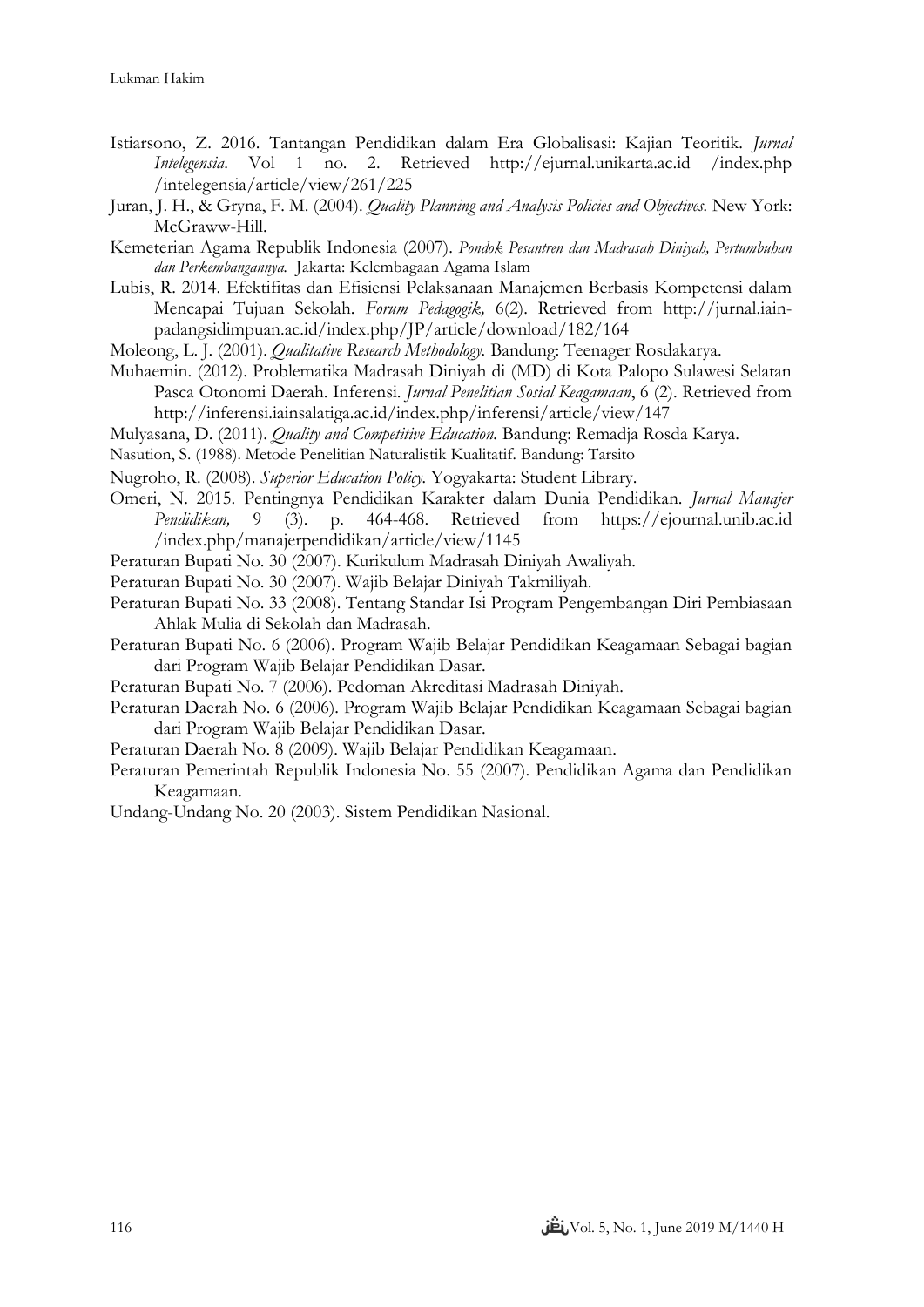Istiarsono, Z. 2016. Tantangan Pendidikan dalam Era Globalisasi: Kajian Teoritik. *Jurnal Intelegensia*. Vol 1 no. 2. Retrieved http://ejurnal.unikarta.ac.id /index.php /intelegensia/article/view/261/225

Juran, J. H., & Gryna, F. M. (2004). *Quality Planning and Analysis Policies and Objectives.* New York: McGraww-Hill.

Kemeterian Agama Republik Indonesia (2007). *Pondok Pesantren dan Madrasah Diniyah, Pertumbuhan dan Perkembangannya.* Jakarta: Kelembagaan Agama Islam

Lubis, R. 2014. Efektifitas dan Efisiensi Pelaksanaan Manajemen Berbasis Kompetensi dalam Mencapai Tujuan Sekolah. *Forum Pedagogik,* 6(2). Retrieved from http://jurnal.iain-padangsidimpuan.ac.id/index.php/JP/article/download/182/164

Moleong, L. J. (2001). *Qualitative Research Methodology.* Bandung: Teenager Rosdakarya.

Muhaemin. (2012). Problematika Madrasah Diniyah di (MD) di Kota Palopo Sulawesi Selatan Pasca Otonomi Daerah. Inferensi. *Jurnal Penelitian Sosial Keagamaan*, 6 (2). Retrieved from http://inferensi.iainsalatiga.ac.id/index.php/inferensi/article/view/147

Mulyasana, D. (2011). *Quality and Competitive Education.* Bandung: Remadja Rosda Karya.

Nasution, S. (1988). Metode Penelitian Naturalistik Kualitatif. Bandung: Tarsito

Nugroho, R. (2008). *Superior Education Policy.* Yogyakarta: Student Library.

Omeri, N. 2015. Pentingnya Pendidikan Karakter dalam Dunia Pendidikan. *Jurnal Manajer Pendidikan,* 9 (3). p. 464-468. Retrieved from https://ejournal.unib.ac.id /index.php/manajerpendidikan/article/view/1145

Peraturan Bupati No. 30 (2007). Kurikulum Madrasah Diniyah Awaliyah.

Peraturan Bupati No. 30 (2007). Wajib Belajar Diniyah Takmiliyah.

Peraturan Bupati No. 33 (2008). Tentang Standar Isi Program Pengembangan Diri Pembiasaan Ahlak Mulia di Sekolah dan Madrasah.

Peraturan Bupati No. 6 (2006). Program Wajib Belajar Pendidikan Keagamaan Sebagai bagian dari Program Wajib Belajar Pendidikan Dasar.

Peraturan Bupati No. 7 (2006). Pedoman Akreditasi Madrasah Diniyah.

Peraturan Daerah No. 6 (2006). Program Wajib Belajar Pendidikan Keagamaan Sebagai bagian dari Program Wajib Belajar Pendidikan Dasar.

Peraturan Daerah No. 8 (2009). Wajib Belajar Pendidikan Keagamaan.

Peraturan Pemerintah Republik Indonesia No. 55 (2007). Pendidikan Agama dan Pendidikan Keagamaan.

Undang-Undang No. 20 (2003). Sistem Pendidikan Nasional.